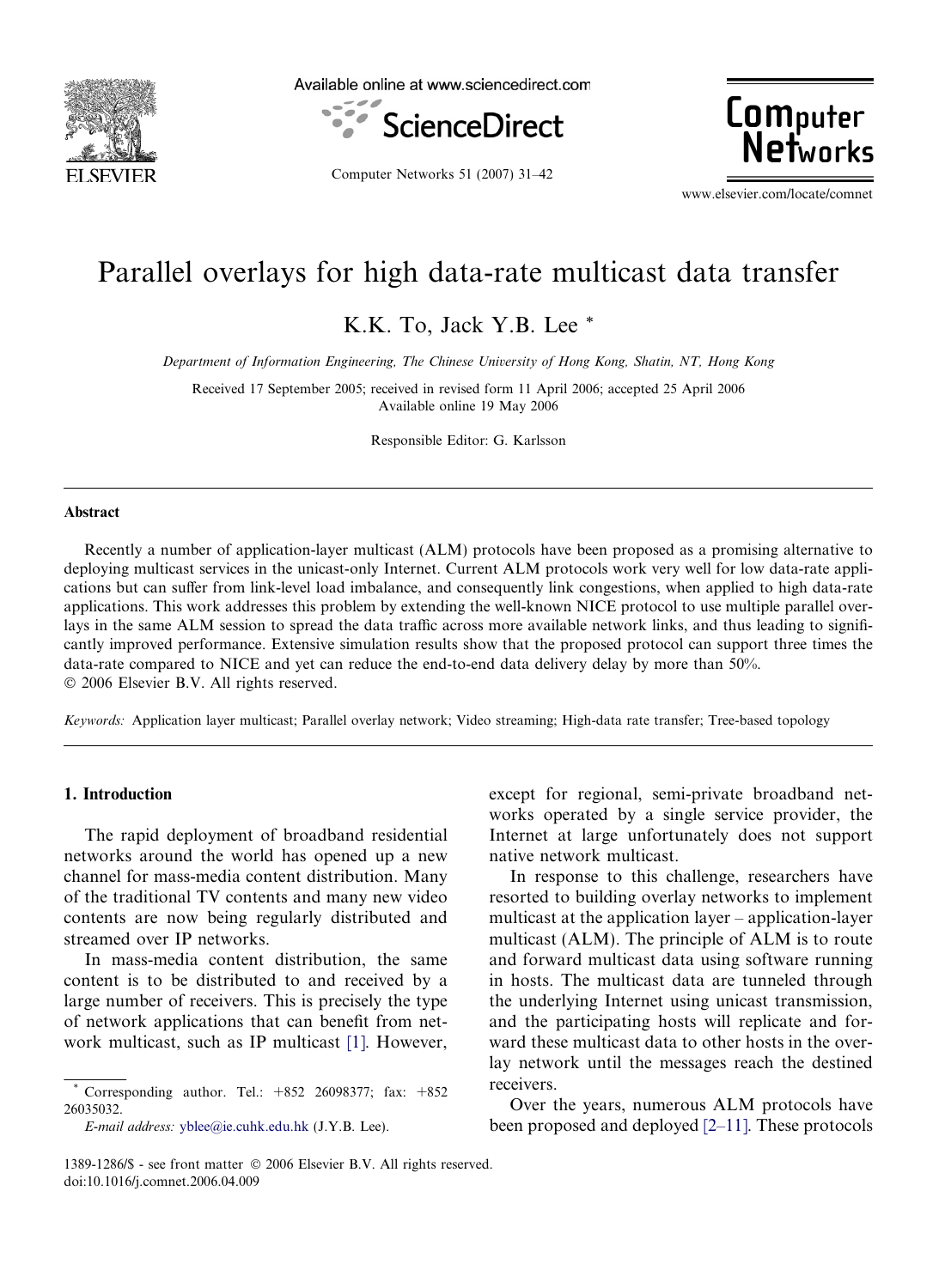# Parallel overlays for high data-rate multicast data transfer

K.K. To, Jack Y.B. Lee *

*Department of Information Engineering, The Chinese University of Hong Kong, Shatin, NT, Hong Kong*

Received 17 September 2005; received in revised form 11 April 2006; accepted 25 April 2006
Available online 19 May 2006

Responsible Editor: G. Karlsson

## Abstract

Recently a number of application-layer multicast (ALM) protocols have been proposed as a promising alternative to deploying multicast services in the unicast-only Internet. Current ALM protocols work very well for low data-rate applications but can suffer from link-level load imbalance, and consequently link congestions, when applied to high data-rate applications. This work addresses this problem by extending the well-known NICE protocol to use multiple parallel overlays in the same ALM session to spread the data traffic across more available network links, and thus leading to significantly improved performance. Extensive simulation results show that the proposed protocol can support three times the data-rate compared to NICE and yet can reduce the end-to-end data delivery delay by more than 50%.
© 2006 Elsevier B.V. All rights reserved.

*Keywords:* Application layer multicast; Parallel overlay network; Video streaming; High-data rate transfer; Tree-based topology

## 1. Introduction

The rapid deployment of broadband residential networks around the world has opened up a new channel for mass-media content distribution. Many of the traditional TV contents and many new video contents are now being regularly distributed and streamed over IP networks.

In mass-media content distribution, the same content is to be distributed to and received by a large number of receivers. This is precisely the type of network applications that can benefit from network multicast, such as IP multicast [1]. However, except for regional, semi-private broadband networks operated by a single service provider, the Internet at large unfortunately does not support native network multicast.

In response to this challenge, researchers have resorted to building overlay networks to implement multicast at the application layer – application-layer multicast (ALM). The principle of ALM is to route and forward multicast data using software running in hosts. The multicast data are tunneled through the underlying Internet using unicast transmission, and the participating hosts will replicate and forward these multicast data to other hosts in the overlay network until the messages reach the destined receivers.

Over the years, numerous ALM protocols have been proposed and deployed [2–11]. These protocols

---

* Corresponding author. Tel.: +852 26098377; fax: +852 26035032.
*E-mail address:* yblee@ie.cuhk.edu.hk (J.Y.B. Lee).

1389-1286/$ - see front matter © 2006 Elsevier B.V. All rights reserved.
doi:10.1016/j.comnet.2006.04.009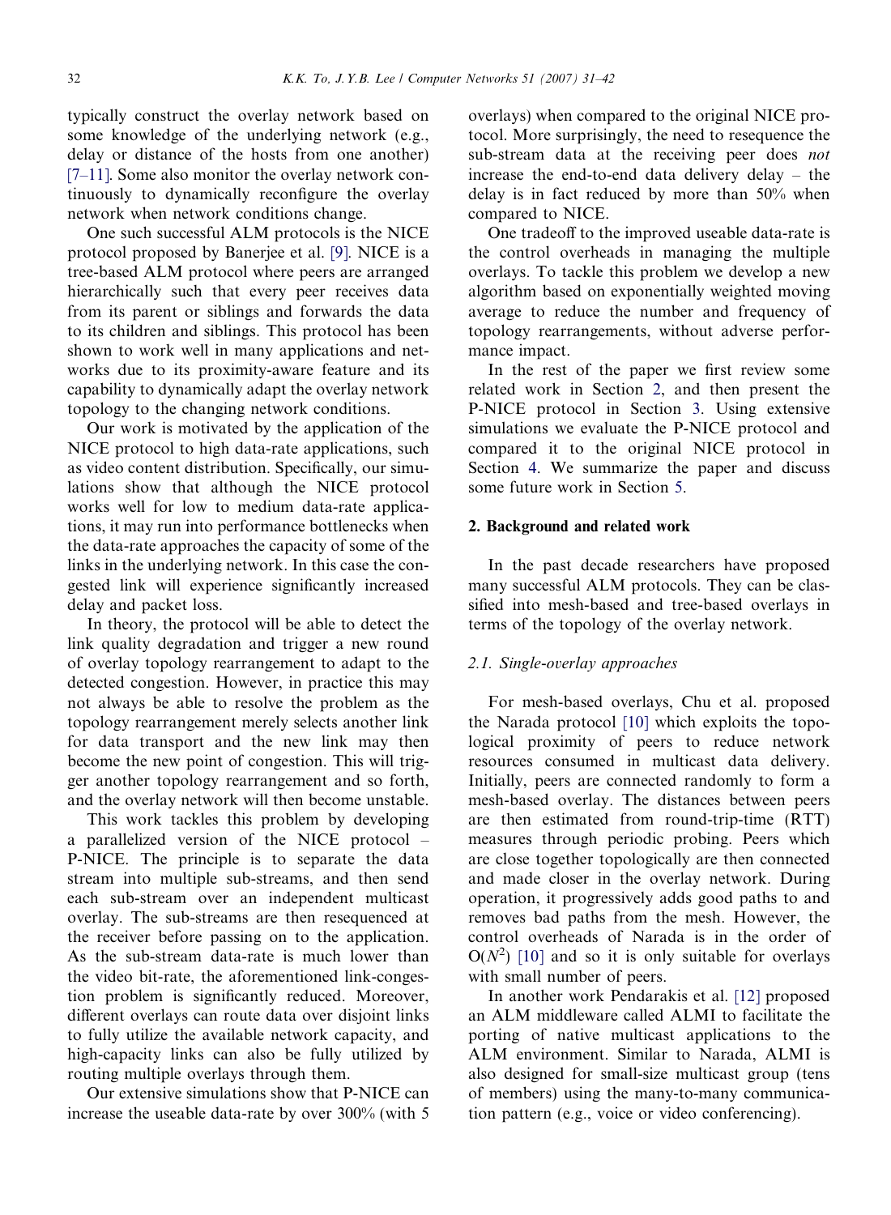typically construct the overlay network based on some knowledge of the underlying network (e.g., delay or distance of the hosts from one another) [7–11]. Some also monitor the overlay network continuously to dynamically reconfigure the overlay network when network conditions change.

One such successful ALM protocols is the NICE protocol proposed by Banerjee et al. [9]. NICE is a tree-based ALM protocol where peers are arranged hierarchically such that every peer receives data from its parent or siblings and forwards the data to its children and siblings. This protocol has been shown to work well in many applications and networks due to its proximity-aware feature and its capability to dynamically adapt the overlay network topology to the changing network conditions.

Our work is motivated by the application of the NICE protocol to high data-rate applications, such as video content distribution. Specifically, our simulations show that although the NICE protocol works well for low to medium data-rate applications, it may run into performance bottlenecks when the data-rate approaches the capacity of some of the links in the underlying network. In this case the congested link will experience significantly increased delay and packet loss.

In theory, the protocol will be able to detect the link quality degradation and trigger a new round of overlay topology rearrangement to adapt to the detected congestion. However, in practice this may not always be able to resolve the problem as the topology rearrangement merely selects another link for data transport and the new link may then become the new point of congestion. This will trigger another topology rearrangement and so forth, and the overlay network will then become unstable.

This work tackles this problem by developing a parallelized version of the NICE protocol – P-NICE. The principle is to separate the data stream into multiple sub-streams, and then send each sub-stream over an independent multicast overlay. The sub-streams are then resequenced at the receiver before passing on to the application. As the sub-stream data-rate is much lower than the video bit-rate, the aforementioned link-congestion problem is significantly reduced. Moreover, different overlays can route data over disjoint links to fully utilize the available network capacity, and high-capacity links can also be fully utilized by routing multiple overlays through them.

Our extensive simulations show that P-NICE can increase the useable data-rate by over 300% (with 5 overlays) when compared to the original NICE protocol. More surprisingly, the need to resequence the sub-stream data at the receiving peer does *not* increase the end-to-end data delivery delay – the delay is in fact reduced by more than 50% when compared to NICE.

One tradeoff to the improved useable data-rate is the control overheads in managing the multiple overlays. To tackle this problem we develop a new algorithm based on exponentially weighted moving average to reduce the number and frequency of topology rearrangements, without adverse performance impact.

In the rest of the paper we first review some related work in Section 2, and then present the P-NICE protocol in Section 3. Using extensive simulations we evaluate the P-NICE protocol and compared it to the original NICE protocol in Section 4. We summarize the paper and discuss some future work in Section 5.

## 2. Background and related work

In the past decade researchers have proposed many successful ALM protocols. They can be classified into mesh-based and tree-based overlays in terms of the topology of the overlay network.

### 2.1. Single-overlay approaches

For mesh-based overlays, Chu et al. proposed the Narada protocol [10] which exploits the topological proximity of peers to reduce network resources consumed in multicast data delivery. Initially, peers are connected randomly to form a mesh-based overlay. The distances between peers are then estimated from round-trip-time (RTT) measures through periodic probing. Peers which are close together topologically are then connected and made closer in the overlay network. During operation, it progressively adds good paths to and removes bad paths from the mesh. However, the control overheads of Narada is in the order of $O(N^2)$ [10] and so it is only suitable for overlays with small number of peers.

In another work Pendarakis et al. [12] proposed an ALM middleware called ALMI to facilitate the porting of native multicast applications to the ALM environment. Similar to Narada, ALMI is also designed for small-size multicast group (tens of members) using the many-to-many communication pattern (e.g., voice or video conferencing).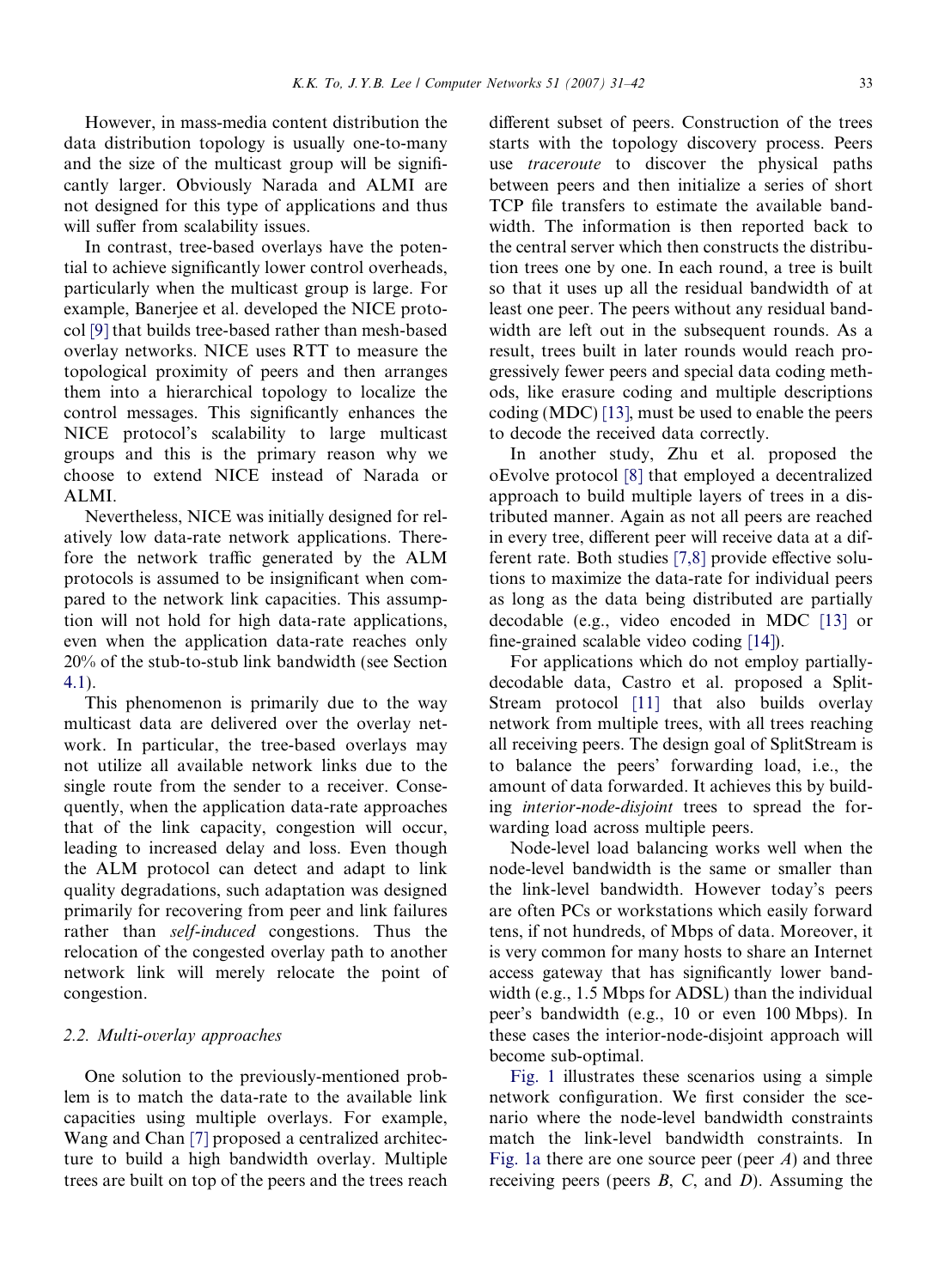However, in mass-media content distribution the data distribution topology is usually one-to-many and the size of the multicast group will be significantly larger. Obviously Narada and ALMI are not designed for this type of applications and thus will suffer from scalability issues.

In contrast, tree-based overlays have the potential to achieve significantly lower control overheads, particularly when the multicast group is large. For example, Banerjee et al. developed the NICE protocol [9] that builds tree-based rather than mesh-based overlay networks. NICE uses RTT to measure the topological proximity of peers and then arranges them into a hierarchical topology to localize the control messages. This significantly enhances the NICE protocol's scalability to large multicast groups and this is the primary reason why we choose to extend NICE instead of Narada or ALMI.

Nevertheless, NICE was initially designed for relatively low data-rate network applications. Therefore the network traffic generated by the ALM protocols is assumed to be insignificant when compared to the network link capacities. This assumption will not hold for high data-rate applications, even when the application data-rate reaches only 20% of the stub-to-stub link bandwidth (see Section 4.1).

This phenomenon is primarily due to the way multicast data are delivered over the overlay network. In particular, the tree-based overlays may not utilize all available network links due to the single route from the sender to a receiver. Consequently, when the application data-rate approaches that of the link capacity, congestion will occur, leading to increased delay and loss. Even though the ALM protocol can detect and adapt to link quality degradations, such adaptation was designed primarily for recovering from peer and link failures rather than *self-induced* congestions. Thus the relocation of the congested overlay path to another network link will merely relocate the point of congestion.

### 2.2. Multi-overlay approaches

One solution to the previously-mentioned problem is to match the data-rate to the available link capacities using multiple overlays. For example, Wang and Chan [7] proposed a centralized architecture to build a high bandwidth overlay. Multiple trees are built on top of the peers and the trees reach different subset of peers. Construction of the trees starts with the topology discovery process. Peers use *traceroute* to discover the physical paths between peers and then initialize a series of short TCP file transfers to estimate the available bandwidth. The information is then reported back to the central server which then constructs the distribution trees one by one. In each round, a tree is built so that it uses up all the residual bandwidth of at least one peer. The peers without any residual bandwidth are left out in the subsequent rounds. As a result, trees built in later rounds would reach progressively fewer peers and special data coding methods, like erasure coding and multiple descriptions coding (MDC) [13], must be used to enable the peers to decode the received data correctly.

In another study, Zhu et al. proposed the oEvolve protocol [8] that employed a decentralized approach to build multiple layers of trees in a distributed manner. Again as not all peers are reached in every tree, different peer will receive data at a different rate. Both studies [7,8] provide effective solutions to maximize the data-rate for individual peers as long as the data being distributed are partially decodable (e.g., video encoded in MDC [13] or fine-grained scalable video coding [14]).

For applications which do not employ partially-decodable data, Castro et al. proposed a SplitStream protocol [11] that also builds overlay network from multiple trees, with all trees reaching all receiving peers. The design goal of SplitStream is to balance the peers' forwarding load, i.e., the amount of data forwarded. It achieves this by building *interior-node-disjoint* trees to spread the forwarding load across multiple peers.

Node-level load balancing works well when the node-level bandwidth is the same or smaller than the link-level bandwidth. However today's peers are often PCs or workstations which easily forward tens, if not hundreds, of Mbps of data. Moreover, it is very common for many hosts to share an Internet access gateway that has significantly lower bandwidth (e.g., 1.5 Mbps for ADSL) than the individual peer's bandwidth (e.g., 10 or even 100 Mbps). In these cases the interior-node-disjoint approach will become sub-optimal.

Fig. 1 illustrates these scenarios using a simple network configuration. We first consider the scenario where the node-level bandwidth constraints match the link-level bandwidth constraints. In Fig. 1a there are one source peer (peer $A$) and three receiving peers (peers $B$, $C$, and $D$). Assuming the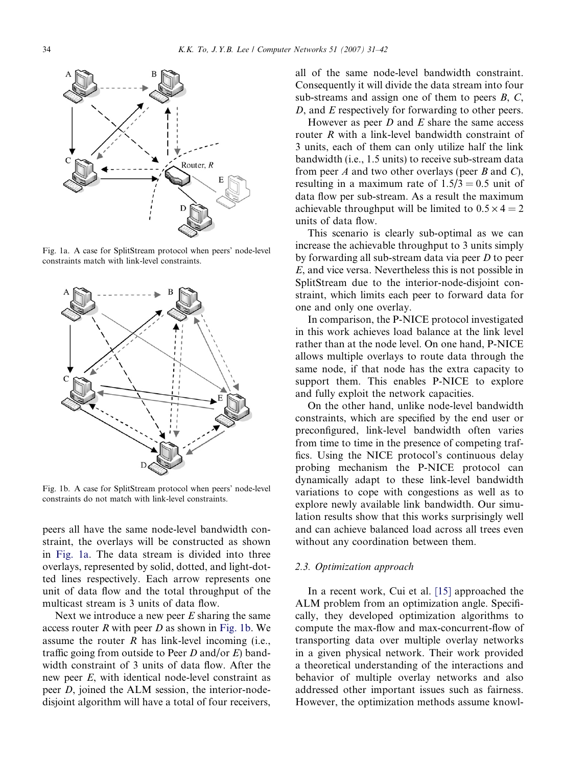Fig. 1a. A case for SplitStream protocol when peers' node-level constraints match with link-level constraints.

Fig. 1b. A case for SplitStream protocol when peers' node-level constraints do not match with link-level constraints.

peers all have the same node-level bandwidth constraint, the overlays will be constructed as shown in Fig. 1a. The data stream is divided into three overlays, represented by solid, dotted, and light-dotted lines respectively. Each arrow represents one unit of data flow and the total throughput of the multicast stream is 3 units of data flow.

Next we introduce a new peer *E* sharing the same access router *R* with peer *D* as shown in Fig. 1b. We assume the router *R* has link-level incoming (i.e., traffic going from outside to Peer *D* and/or *E*) bandwidth constraint of 3 units of data flow. After the new peer *E*, with identical node-level constraint as peer *D*, joined the ALM session, the interior-node-disjoint algorithm will have a total of four receivers, all of the same node-level bandwidth constraint. Consequently it will divide the data stream into four sub-streams and assign one of them to peers *B*, *C*, *D*, and *E* respectively for forwarding to other peers.

However as peer *D* and *E* share the same access router *R* with a link-level bandwidth constraint of 3 units, each of them can only utilize half the link bandwidth (i.e., 1.5 units) to receive sub-stream data from peer *A* and two other overlays (peer *B* and *C*), resulting in a maximum rate of $1.5/3 = 0.5$ unit of data flow per sub-stream. As a result the maximum achievable throughput will be limited to $0.5 \times 4 = 2$ units of data flow.

This scenario is clearly sub-optimal as we can increase the achievable throughput to 3 units simply by forwarding all sub-stream data via peer *D* to peer *E*, and vice versa. Nevertheless this is not possible in SplitStream due to the interior-node-disjoint constraint, which limits each peer to forward data for one and only one overlay.

In comparison, the P-NICE protocol investigated in this work achieves load balance at the link level rather than at the node level. On one hand, P-NICE allows multiple overlays to route data through the same node, if that node has the extra capacity to support them. This enables P-NICE to explore and fully exploit the network capacities.

On the other hand, unlike node-level bandwidth constraints, which are specified by the end user or preconfigured, link-level bandwidth often varies from time to time in the presence of competing traffics. Using the NICE protocol's continuous delay probing mechanism the P-NICE protocol can dynamically adapt to these link-level bandwidth variations to cope with congestions as well as to explore newly available link bandwidth. Our simulation results show that this works surprisingly well and can achieve balanced load across all trees even without any coordination between them.

### 2.3. Optimization approach

In a recent work, Cui et al. [15] approached the ALM problem from an optimization angle. Specifically, they developed optimization algorithms to compute the max-flow and max-concurrent-flow of transporting data over multiple overlay networks in a given physical network. Their work provided a theoretical understanding of the interactions and behavior of multiple overlay networks and also addressed other important issues such as fairness. However, the optimization methods assume knowl-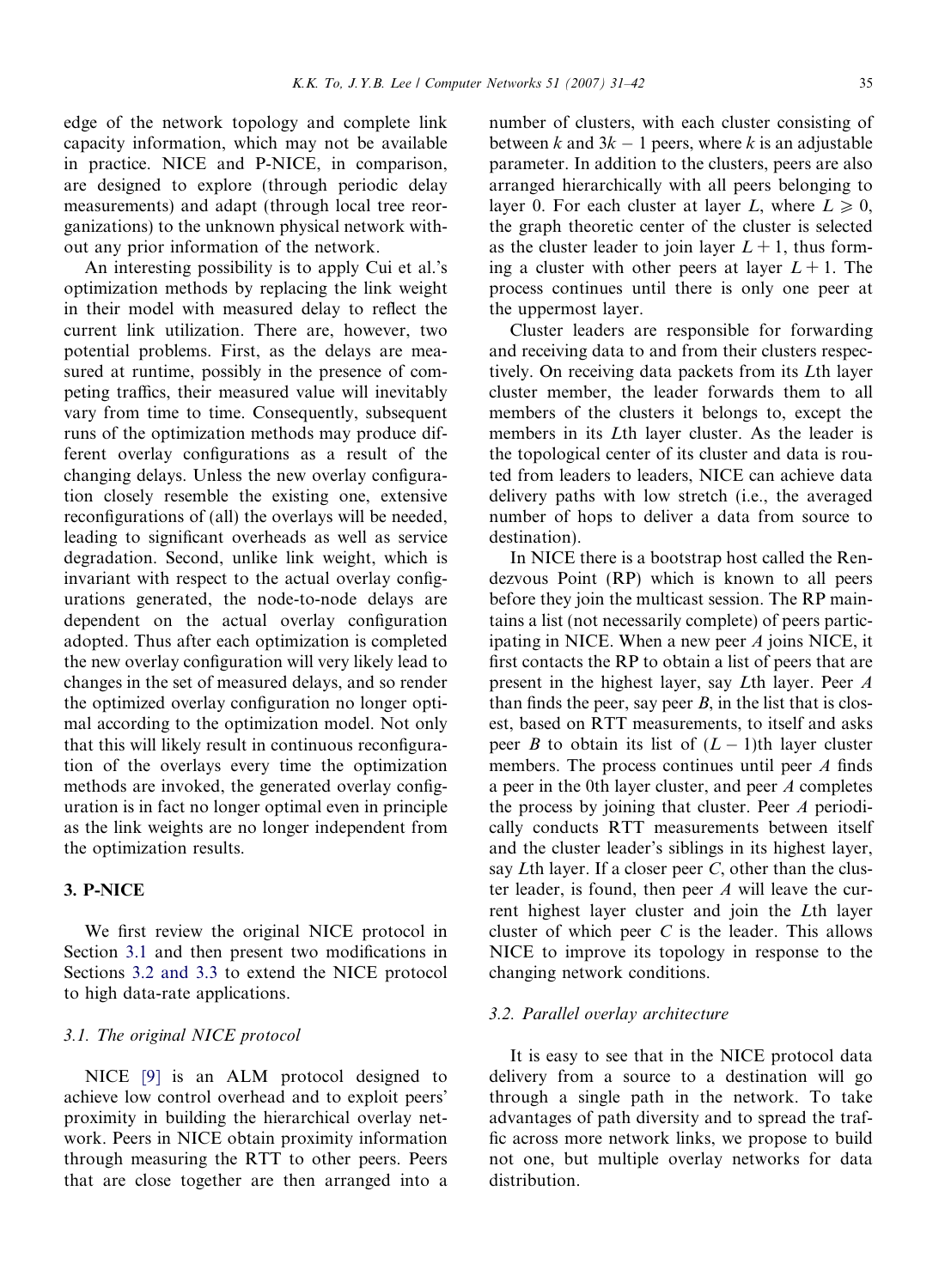edge of the network topology and complete link capacity information, which may not be available in practice. NICE and P-NICE, in comparison, are designed to explore (through periodic delay measurements) and adapt (through local tree reorganizations) to the unknown physical network without any prior information of the network.

An interesting possibility is to apply Cui et al.'s optimization methods by replacing the link weight in their model with measured delay to reflect the current link utilization. There are, however, two potential problems. First, as the delays are measured at runtime, possibly in the presence of competing traffics, their measured value will inevitably vary from time to time. Consequently, subsequent runs of the optimization methods may produce different overlay configurations as a result of the changing delays. Unless the new overlay configuration closely resemble the existing one, extensive reconfigurations of (all) the overlays will be needed, leading to significant overheads as well as service degradation. Second, unlike link weight, which is invariant with respect to the actual overlay configurations generated, the node-to-node delays are dependent on the actual overlay configuration adopted. Thus after each optimization is completed the new overlay configuration will very likely lead to changes in the set of measured delays, and so render the optimized overlay configuration no longer optimal according to the optimization model. Not only that this will likely result in continuous reconfiguration of the overlays every time the optimization methods are invoked, the generated overlay configuration is in fact no longer optimal even in principle as the link weights are no longer independent from the optimization results.

## 3. P-NICE

We first review the original NICE protocol in Section 3.1 and then present two modifications in Sections 3.2 and 3.3 to extend the NICE protocol to high data-rate applications.

### 3.1. The original NICE protocol

NICE [9] is an ALM protocol designed to achieve low control overhead and to exploit peers' proximity in building the hierarchical overlay network. Peers in NICE obtain proximity information through measuring the RTT to other peers. Peers that are close together are then arranged into a number of clusters, with each cluster consisting of between $k$ and $3k - 1$ peers, where $k$ is an adjustable parameter. In addition to the clusters, peers are also arranged hierarchically with all peers belonging to layer 0. For each cluster at layer $L$, where $L \geqslant 0$, the graph theoretic center of the cluster is selected as the cluster leader to join layer $L + 1$, thus forming a cluster with other peers at layer $L + 1$. The process continues until there is only one peer at the uppermost layer.

Cluster leaders are responsible for forwarding and receiving data to and from their clusters respectively. On receiving data packets from its $L$th layer cluster member, the leader forwards them to all members of the clusters it belongs to, except the members in its $L$th layer cluster. As the leader is the topological center of its cluster and data is routed from leaders to leaders, NICE can achieve data delivery paths with low stretch (i.e., the averaged number of hops to deliver a data from source to destination).

In NICE there is a bootstrap host called the Rendezvous Point (RP) which is known to all peers before they join the multicast session. The RP maintains a list (not necessarily complete) of peers participating in NICE. When a new peer $A$ joins NICE, it first contacts the RP to obtain a list of peers that are present in the highest layer, say $L$th layer. Peer $A$ than finds the peer, say peer $B$, in the list that is closest, based on RTT measurements, to itself and asks peer $B$ to obtain its list of $(L - 1)$th layer cluster members. The process continues until peer $A$ finds a peer in the 0th layer cluster, and peer $A$ completes the process by joining that cluster. Peer $A$ periodically conducts RTT measurements between itself and the cluster leader's siblings in its highest layer, say $L$th layer. If a closer peer $C$, other than the cluster leader, is found, then peer $A$ will leave the current highest layer cluster and join the $L$th layer cluster of which peer $C$ is the leader. This allows NICE to improve its topology in response to the changing network conditions.

### 3.2. Parallel overlay architecture

It is easy to see that in the NICE protocol data delivery from a source to a destination will go through a single path in the network. To take advantages of path diversity and to spread the traffic across more network links, we propose to build not one, but multiple overlay networks for data distribution.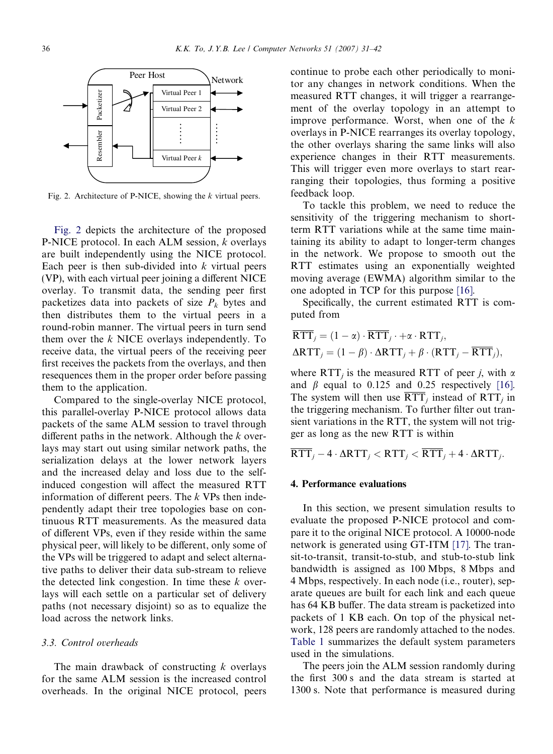Fig. 2. Architecture of P-NICE, showing the $k$ virtual peers.

Fig. 2 depicts the architecture of the proposed P-NICE protocol. In each ALM session, $k$ overlays are built independently using the NICE protocol. Each peer is then sub-divided into $k$ virtual peers (VP), with each virtual peer joining a different NICE overlay. To transmit data, the sending peer first packetizes data into packets of size $P_k$ bytes and then distributes them to the virtual peers in a round-robin manner. The virtual peers in turn send them over the $k$ NICE overlays independently. To receive data, the virtual peers of the receiving peer first receives the packets from the overlays, and then resequences them in the proper order before passing them to the application.

Compared to the single-overlay NICE protocol, this parallel-overlay P-NICE protocol allows data packets of the same ALM session to travel through different paths in the network. Although the $k$ overlays may start out using similar network paths, the serialization delays at the lower network layers and the increased delay and loss due to the self-induced congestion will affect the measured RTT information of different peers. The $k$ VPs then independently adapt their tree topologies base on continuous RTT measurements. As the measured data of different VPs, even if they reside within the same physical peer, will likely to be different, only some of the VPs will be triggered to adapt and select alternative paths to deliver their data sub-stream to relieve the detected link congestion. In time these $k$ overlays will each settle on a particular set of delivery paths (not necessary disjoint) so as to equalize the load across the network links.

### 3.3. Control overheads

The main drawback of constructing $k$ overlays for the same ALM session is the increased control overheads. In the original NICE protocol, peers continue to probe each other periodically to monitor any changes in network conditions. When the measured RTT changes, it will trigger a rearrangement of the overlay topology in an attempt to improve performance. Worst, when one of the $k$ overlays in P-NICE rearranges its overlay topology, the other overlays sharing the same links will also experience changes in their RTT measurements. This will trigger even more overlays to start rearranging their topologies, thus forming a positive feedback loop.

To tackle this problem, we need to reduce the sensitivity of the triggering mechanism to short-term RTT variations while at the same time maintaining its ability to adapt to longer-term changes in the network. We propose to smooth out the RTT estimates using an exponentially weighted moving average (EWMA) algorithm similar to the one adopted in TCP for this purpose [16].

Specifically, the current estimated RTT is computed from

$$\overline{\mathrm{RTT}}_j = (1-\alpha)\cdot\overline{\mathrm{RTT}}_j \cdot + \alpha\cdot\mathrm{RTT}_j,$$
$$\Delta\mathrm{RTT}_j = (1-\beta)\cdot\Delta\mathrm{RTT}_j + \beta\cdot(\mathrm{RTT}_j - \overline{\mathrm{RTT}}_j),$$

where $\mathrm{RTT}_j$ is the measured RTT of peer $j$, with $\alpha$ and $\beta$ equal to 0.125 and 0.25 respectively [16]. The system will then use $\overline{\mathrm{RTT}}_j$ instead of $\mathrm{RTT}_j$ in the triggering mechanism. To further filter out transient variations in the RTT, the system will not trigger as long as the new RTT is within

$$\overline{\mathrm{RTT}}_j - 4\cdot\Delta\mathrm{RTT}_j < \mathrm{RTT}_j < \overline{\mathrm{RTT}}_j + 4\cdot\Delta\mathrm{RTT}_j.$$

## 4. Performance evaluations

In this section, we present simulation results to evaluate the proposed P-NICE protocol and compare it to the original NICE protocol. A 10000-node network is generated using GT-ITM [17]. The transit-to-transit, transit-to-stub, and stub-to-stub link bandwidth is assigned as 100 Mbps, 8 Mbps and 4 Mbps, respectively. In each node (i.e., router), separate queues are built for each link and each queue has 64 KB buffer. The data stream is packetized into packets of 1 KB each. On top of the physical network, 128 peers are randomly attached to the nodes. Table 1 summarizes the default system parameters used in the simulations.

The peers join the ALM session randomly during the first 300 s and the data stream is started at 1300 s. Note that performance is measured during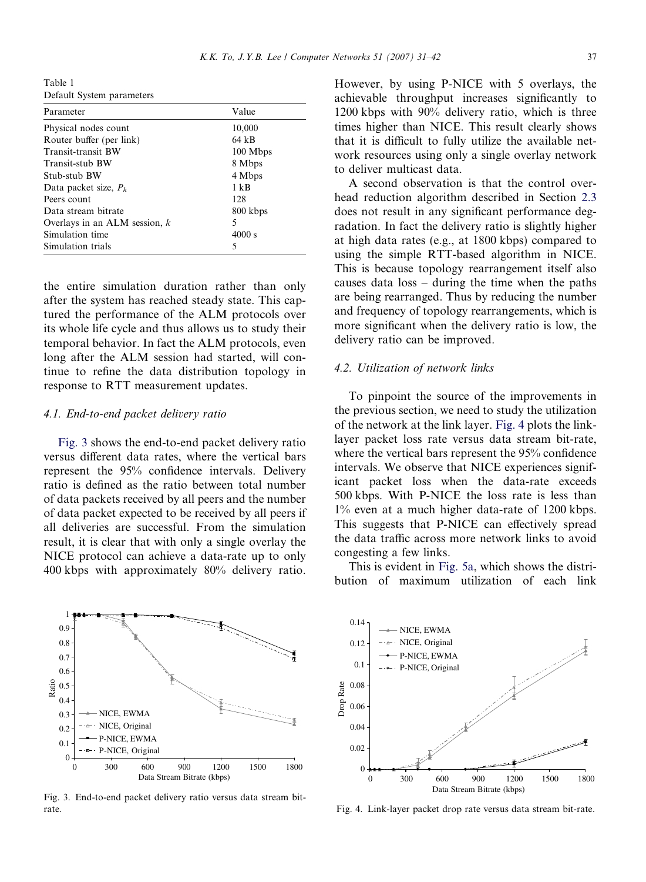Table 1
Default System parameters

| Parameter | Value |
|---|---|
| Physical nodes count | 10,000 |
| Router buffer (per link) | 64 kB |
| Transit-transit BW | 100 Mbps |
| Transit-stub BW | 8 Mbps |
| Stub-stub BW | 4 Mbps |
| Data packet size, $P_k$ | 1 kB |
| Peers count | 128 |
| Data stream bitrate | 800 kbps |
| Overlays in an ALM session, $k$ | 5 |
| Simulation time | 4000 s |
| Simulation trials | 5 |

the entire simulation duration rather than only after the system has reached steady state. This captured the performance of the ALM protocols over its whole life cycle and thus allows us to study their temporal behavior. In fact the ALM protocols, even long after the ALM session had started, will continue to refine the data distribution topology in response to RTT measurement updates.

### 4.1. End-to-end packet delivery ratio

Fig. 3 shows the end-to-end packet delivery ratio versus different data rates, where the vertical bars represent the 95% confidence intervals. Delivery ratio is defined as the ratio between total number of data packets received by all peers and the number of data packet expected to be received by all peers if all deliveries are successful. From the simulation result, it is clear that with only a single overlay the NICE protocol can achieve a data-rate up to only 400 kbps with approximately 80% delivery ratio. However, by using P-NICE with 5 overlays, the achievable throughput increases significantly to 1200 kbps with 90% delivery ratio, which is three times higher than NICE. This result clearly shows that it is difficult to fully utilize the available network resources using only a single overlay network to deliver multicast data.

A second observation is that the control overhead reduction algorithm described in Section 2.3 does not result in any significant performance degradation. In fact the delivery ratio is slightly higher at high data rates (e.g., at 1800 kbps) compared to using the simple RTT-based algorithm in NICE. This is because topology rearrangement itself also causes data loss – during the time when the paths are being rearranged. Thus by reducing the number and frequency of topology rearrangements, which is more significant when the delivery ratio is low, the delivery ratio can be improved.

Fig. 3. End-to-end packet delivery ratio versus data stream bit-rate.

### 4.2. Utilization of network links

To pinpoint the source of the improvements in the previous section, we need to study the utilization of the network at the link layer. Fig. 4 plots the link-layer packet loss rate versus data stream bit-rate, where the vertical bars represent the 95% confidence intervals. We observe that NICE experiences significant packet loss when the data-rate exceeds 500 kbps. With P-NICE the loss rate is less than 1% even at a much higher data-rate of 1200 kbps. This suggests that P-NICE can effectively spread the data traffic across more network links to avoid congesting a few links.

This is evident in Fig. 5a, which shows the distribution of maximum utilization of each link

Fig. 4. Link-layer packet drop rate versus data stream bit-rate.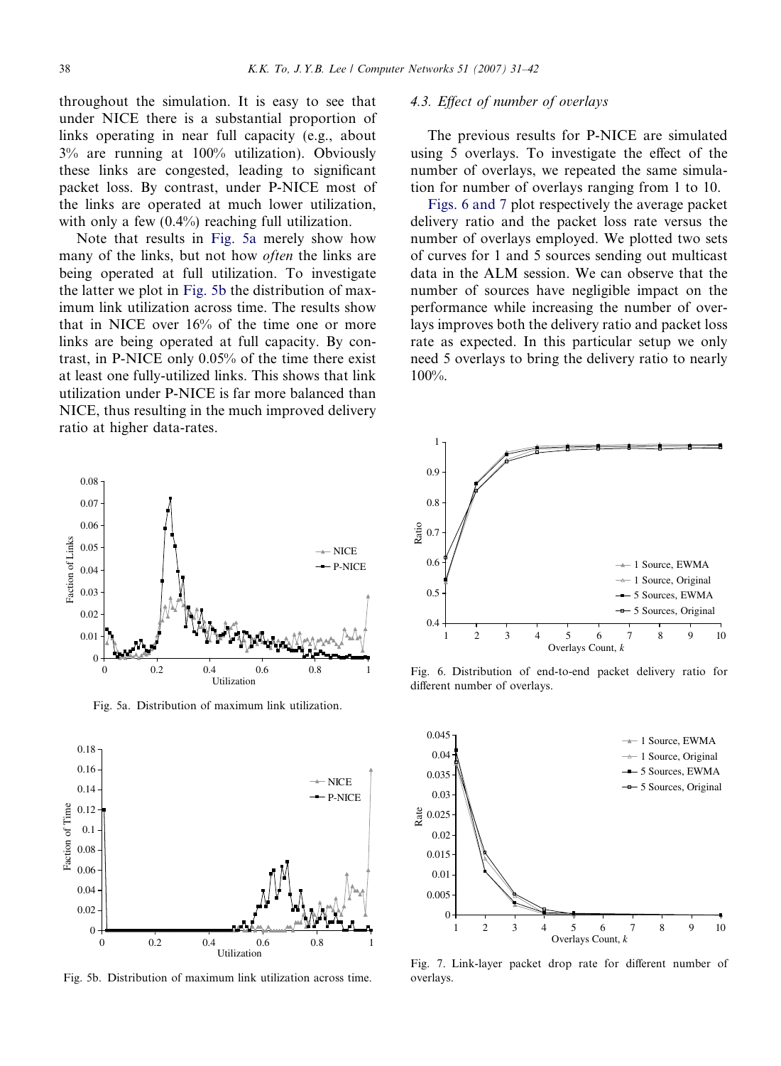throughout the simulation. It is easy to see that under NICE there is a substantial proportion of links operating in near full capacity (e.g., about 3% are running at 100% utilization). Obviously these links are congested, leading to significant packet loss. By contrast, under P-NICE most of the links are operated at much lower utilization, with only a few (0.4%) reaching full utilization.

Note that results in Fig. 5a merely show how many of the links, but not how *often* the links are being operated at full utilization. To investigate the latter we plot in Fig. 5b the distribution of maximum link utilization across time. The results show that in NICE over 16% of the time one or more links are being operated at full capacity. By contrast, in P-NICE only 0.05% of the time there exist at least one fully-utilized links. This shows that link utilization under P-NICE is far more balanced than NICE, thus resulting in the much improved delivery ratio at higher data-rates.

Fig. 5a. Distribution of maximum link utilization.

Fig. 5b. Distribution of maximum link utilization across time.

### 4.3. Effect of number of overlays

The previous results for P-NICE are simulated using 5 overlays. To investigate the effect of the number of overlays, we repeated the same simulation for number of overlays ranging from 1 to 10.

Figs. 6 and 7 plot respectively the average packet delivery ratio and the packet loss rate versus the number of overlays employed. We plotted two sets of curves for 1 and 5 sources sending out multicast data in the ALM session. We can observe that the number of sources have negligible impact on the performance while increasing the number of overlays improves both the delivery ratio and packet loss rate as expected. In this particular setup we only need 5 overlays to bring the delivery ratio to nearly 100%.

Fig. 6. Distribution of end-to-end packet delivery ratio for different number of overlays.

Fig. 7. Link-layer packet drop rate for different number of overlays.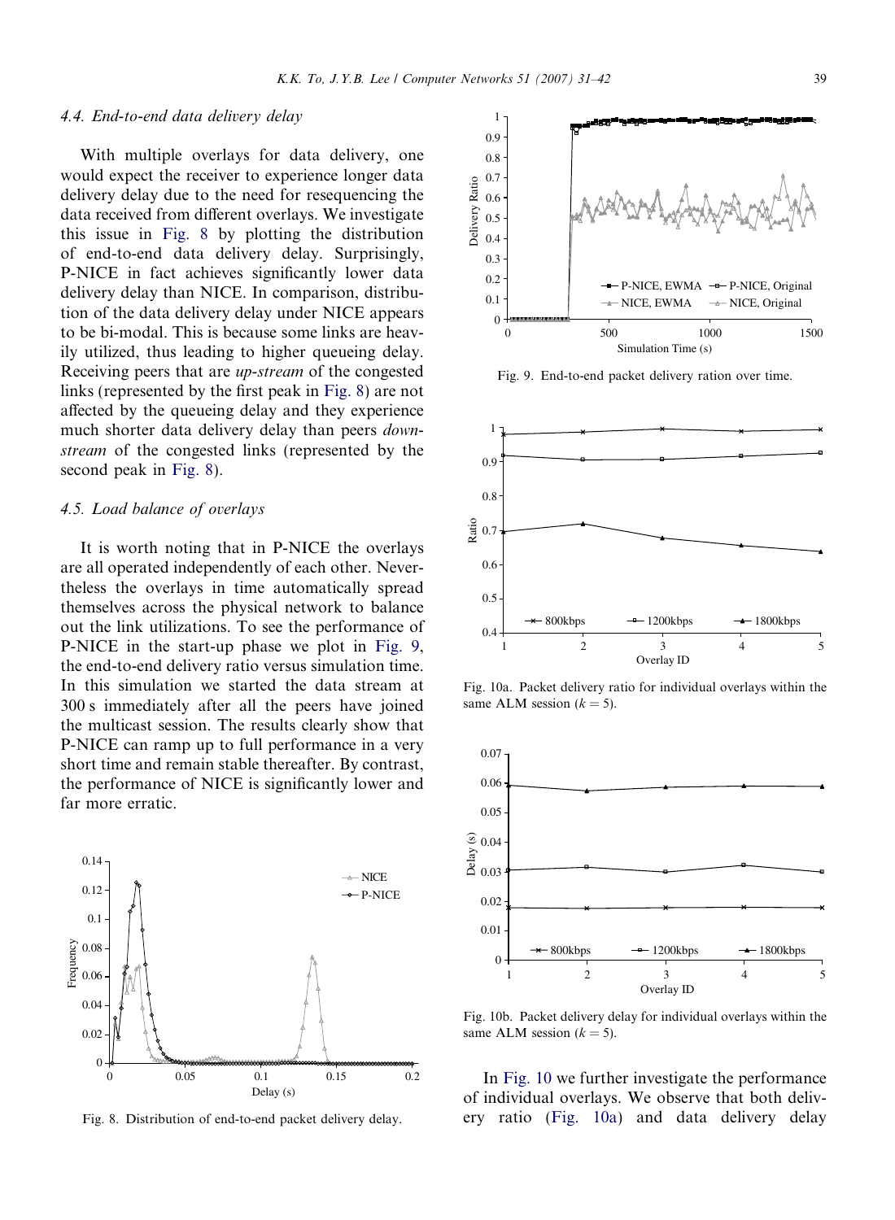### 4.4. End-to-end data delivery delay

With multiple overlays for data delivery, one would expect the receiver to experience longer data delivery delay due to the need for resequencing the data received from different overlays. We investigate this issue in Fig. 8 by plotting the distribution of end-to-end data delivery delay. Surprisingly, P-NICE in fact achieves significantly lower data delivery delay than NICE. In comparison, distribution of the data delivery delay under NICE appears to be bi-modal. This is because some links are heavily utilized, thus leading to higher queueing delay. Receiving peers that are *up-stream* of the congested links (represented by the first peak in Fig. 8) are not affected by the queueing delay and they experience much shorter data delivery delay than peers *down-stream* of the congested links (represented by the second peak in Fig. 8).

### 4.5. Load balance of overlays

It is worth noting that in P-NICE the overlays are all operated independently of each other. Nevertheless the overlays in time automatically spread themselves across the physical network to balance out the link utilizations. To see the performance of P-NICE in the start-up phase we plot in Fig. 9, the end-to-end delivery ratio versus simulation time. In this simulation we started the data stream at 300 s immediately after all the peers have joined the multicast session. The results clearly show that P-NICE can ramp up to full performance in a very short time and remain stable thereafter. By contrast, the performance of NICE is significantly lower and far more erratic.

Fig. 8. Distribution of end-to-end packet delivery delay.

Fig. 9. End-to-end packet delivery ration over time.

Fig. 10a. Packet delivery ratio for individual overlays within the same ALM session ($k = 5$).

Fig. 10b. Packet delivery delay for individual overlays within the same ALM session ($k = 5$).

In Fig. 10 we further investigate the performance of individual overlays. We observe that both delivery ratio (Fig. 10a) and data delivery delay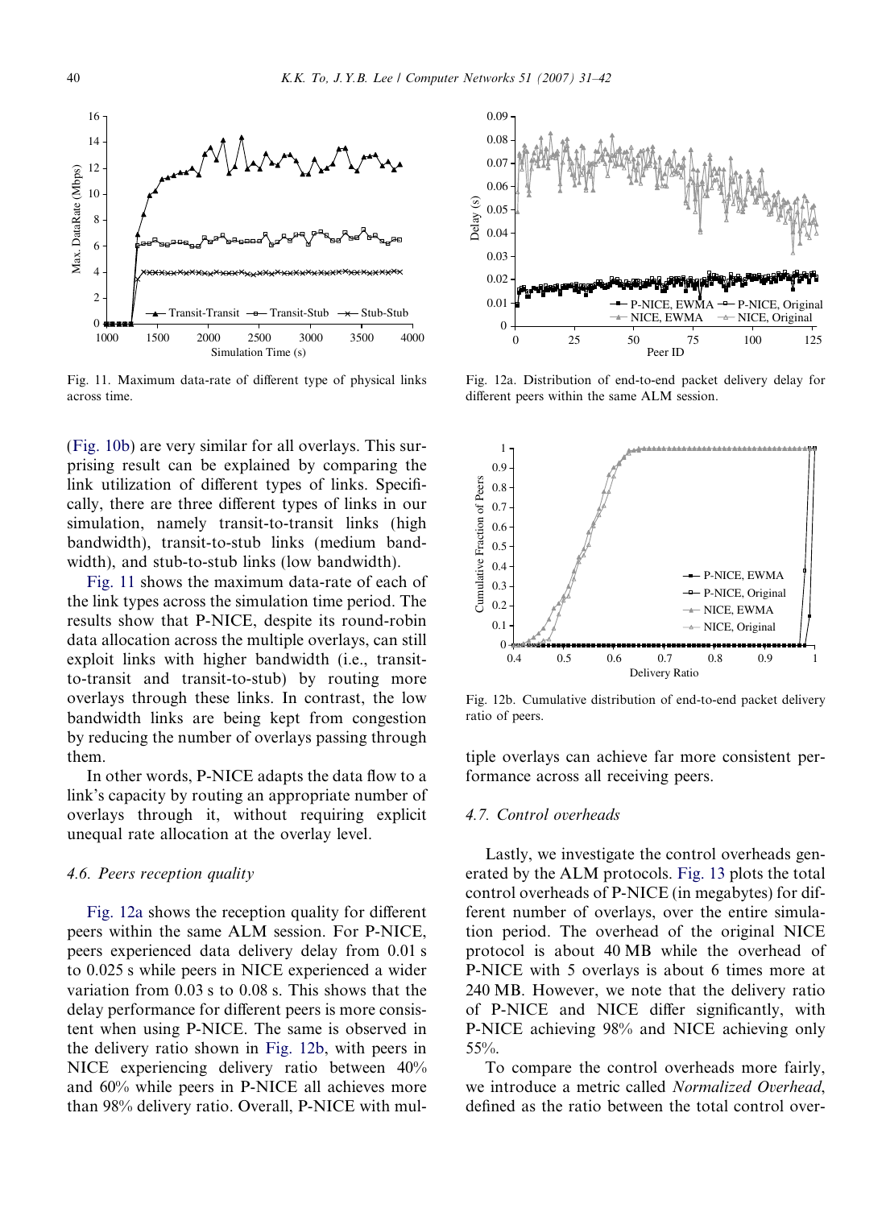Fig. 11. Maximum data-rate of different type of physical links across time.

Fig. 12a. Distribution of end-to-end packet delivery delay for different peers within the same ALM session.

Fig. 12b. Cumulative distribution of end-to-end packet delivery ratio of peers.

(Fig. 10b) are very similar for all overlays. This surprising result can be explained by comparing the link utilization of different types of links. Specifically, there are three different types of links in our simulation, namely transit-to-transit links (high bandwidth), transit-to-stub links (medium bandwidth), and stub-to-stub links (low bandwidth).

Fig. 11 shows the maximum data-rate of each of the link types across the simulation time period. The results show that P-NICE, despite its round-robin data allocation across the multiple overlays, can still exploit links with higher bandwidth (i.e., transit-to-transit and transit-to-stub) by routing more overlays through these links. In contrast, the low bandwidth links are being kept from congestion by reducing the number of overlays passing through them.

In other words, P-NICE adapts the data flow to a link's capacity by routing an appropriate number of overlays through it, without requiring explicit unequal rate allocation at the overlay level.

### 4.6. Peers reception quality

Fig. 12a shows the reception quality for different peers within the same ALM session. For P-NICE, peers experienced data delivery delay from 0.01 s to 0.025 s while peers in NICE experienced a wider variation from 0.03 s to 0.08 s. This shows that the delay performance for different peers is more consistent when using P-NICE. The same is observed in the delivery ratio shown in Fig. 12b, with peers in NICE experiencing delivery ratio between 40% and 60% while peers in P-NICE all achieves more than 98% delivery ratio. Overall, P-NICE with multiple overlays can achieve far more consistent performance across all receiving peers.

### 4.7. Control overheads

Lastly, we investigate the control overheads generated by the ALM protocols. Fig. 13 plots the total control overheads of P-NICE (in megabytes) for different number of overlays, over the entire simulation period. The overhead of the original NICE protocol is about 40 MB while the overhead of P-NICE with 5 overlays is about 6 times more at 240 MB. However, we note that the delivery ratio of P-NICE and NICE differ significantly, with P-NICE achieving 98% and NICE achieving only 55%.

To compare the control overheads more fairly, we introduce a metric called *Normalized Overhead*, defined as the ratio between the total control over-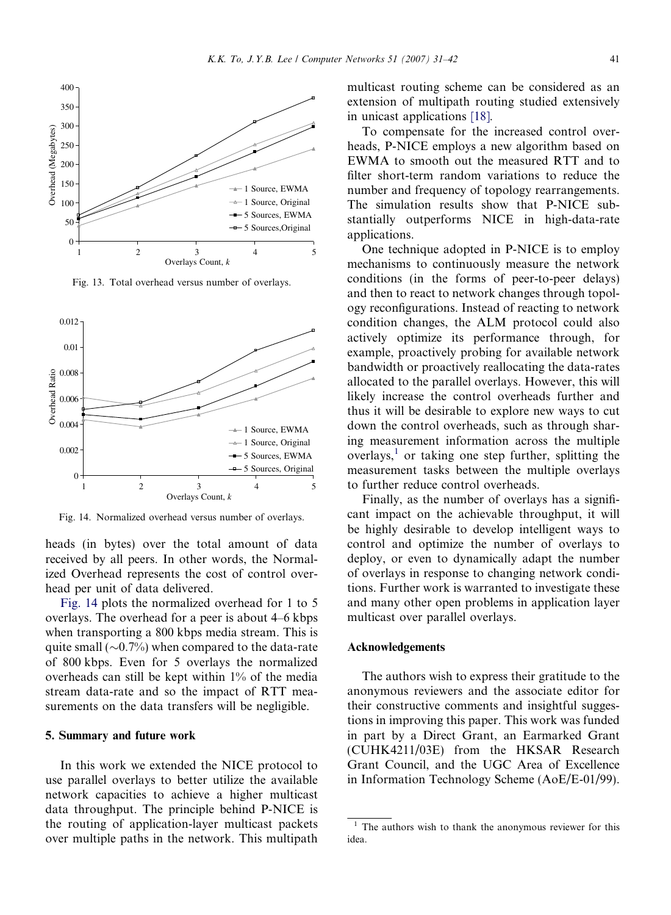Fig. 13. Total overhead versus number of overlays.

Fig. 14. Normalized overhead versus number of overlays.

heads (in bytes) over the total amount of data received by all peers. In other words, the Normalized Overhead represents the cost of control overhead per unit of data delivered.

Fig. 14 plots the normalized overhead for 1 to 5 overlays. The overhead for a peer is about 4–6 kbps when transporting a 800 kbps media stream. This is quite small (~0.7%) when compared to the data-rate of 800 kbps. Even for 5 overlays the normalized overheads can still be kept within 1% of the media stream data-rate and so the impact of RTT measurements on the data transfers will be negligible.

## 5. Summary and future work

In this work we extended the NICE protocol to use parallel overlays to better utilize the available network capacities to achieve a higher multicast data throughput. The principle behind P-NICE is the routing of application-layer multicast packets over multiple paths in the network. This multipath multicast routing scheme can be considered as an extension of multipath routing studied extensively in unicast applications [18].

To compensate for the increased control overheads, P-NICE employs a new algorithm based on EWMA to smooth out the measured RTT and to filter short-term random variations to reduce the number and frequency of topology rearrangements. The simulation results show that P-NICE substantially outperforms NICE in high-data-rate applications.

One technique adopted in P-NICE is to employ mechanisms to continuously measure the network conditions (in the forms of peer-to-peer delays) and then to react to network changes through topology reconfigurations. Instead of reacting to network condition changes, the ALM protocol could also actively optimize its performance through, for example, proactively probing for available network bandwidth or proactively reallocating the data-rates allocated to the parallel overlays. However, this will likely increase the control overheads further and thus it will be desirable to explore new ways to cut down the control overheads, such as through sharing measurement information across the multiple overlays,[1] or taking one step further, splitting the measurement tasks between the multiple overlays to further reduce control overheads.

Finally, as the number of overlays has a significant impact on the achievable throughput, it will be highly desirable to develop intelligent ways to control and optimize the number of overlays to deploy, or even to dynamically adapt the number of overlays in response to changing network conditions. Further work is warranted to investigate these and many other open problems in application layer multicast over parallel overlays.

## Acknowledgements

The authors wish to express their gratitude to the anonymous reviewers and the associate editor for their constructive comments and insightful suggestions in improving this paper. This work was funded in part by a Direct Grant, an Earmarked Grant (CUHK4211/03E) from the HKSAR Research Grant Council, and the UGC Area of Excellence in Information Technology Scheme (AoE/E-01/99).

[1] The authors wish to thank the anonymous reviewer for this idea.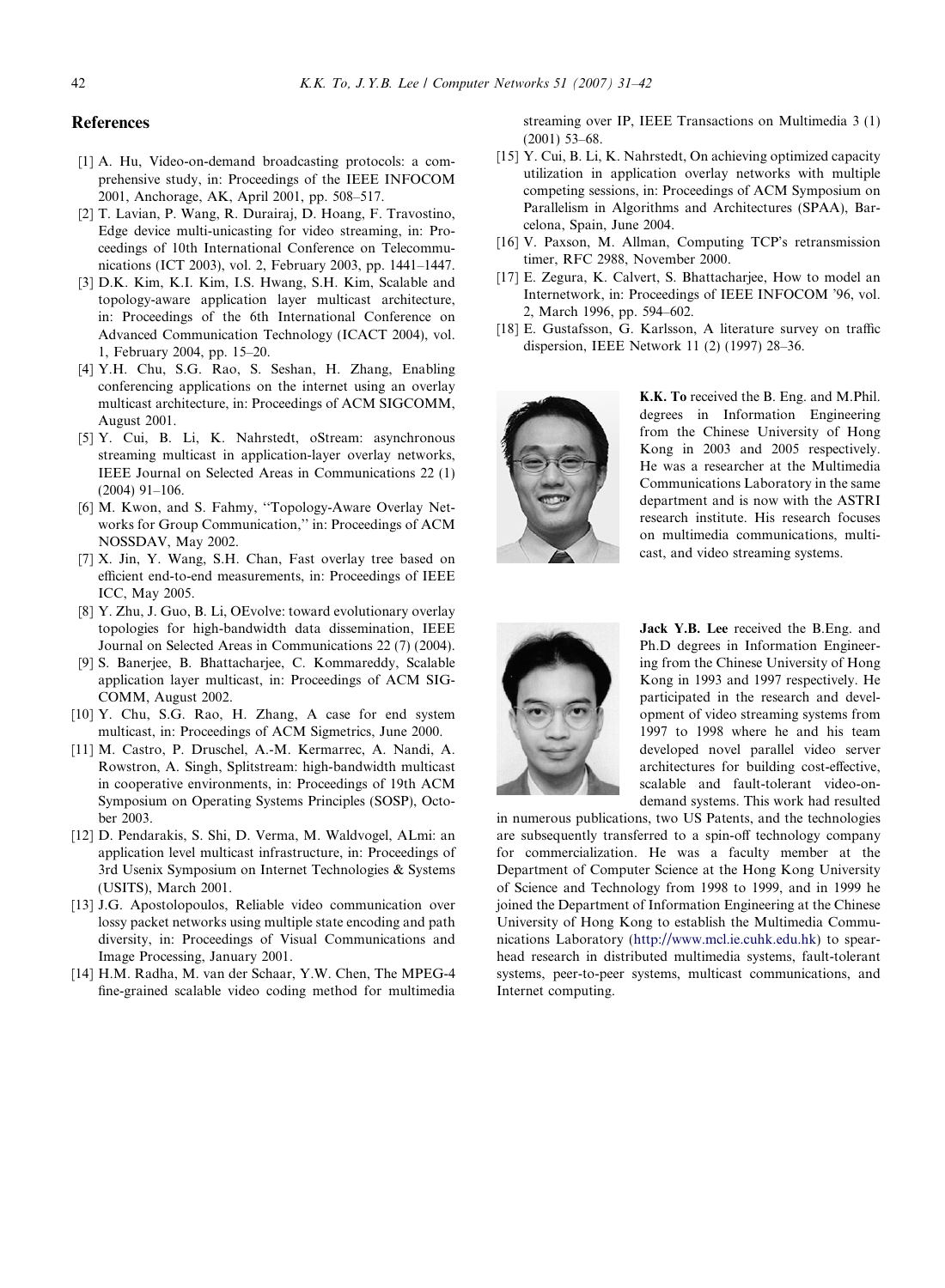## References

[1] A. Hu, Video-on-demand broadcasting protocols: a comprehensive study, in: Proceedings of the IEEE INFOCOM 2001, Anchorage, AK, April 2001, pp. 508–517.

[2] T. Lavian, P. Wang, R. Durairaj, D. Hoang, F. Travostino, Edge device multi-unicasting for video streaming, in: Proceedings of 10th International Conference on Telecommunications (ICT 2003), vol. 2, February 2003, pp. 1441–1447.

[3] D.K. Kim, K.I. Kim, I.S. Hwang, S.H. Kim, Scalable and topology-aware application layer multicast architecture, in: Proceedings of the 6th International Conference on Advanced Communication Technology (ICACT 2004), vol. 1, February 2004, pp. 15–20.

[4] Y.H. Chu, S.G. Rao, S. Seshan, H. Zhang, Enabling conferencing applications on the internet using an overlay multicast architecture, in: Proceedings of ACM SIGCOMM, August 2001.

[5] Y. Cui, B. Li, K. Nahrstedt, oStream: asynchronous streaming multicast in application-layer overlay networks, IEEE Journal on Selected Areas in Communications 22 (1) (2004) 91–106.

[6] M. Kwon, and S. Fahmy, "Topology-Aware Overlay Networks for Group Communication," in: Proceedings of ACM NOSSDAV, May 2002.

[7] X. Jin, Y. Wang, S.H. Chan, Fast overlay tree based on efficient end-to-end measurements, in: Proceedings of IEEE ICC, May 2005.

[8] Y. Zhu, J. Guo, B. Li, OEvolve: toward evolutionary overlay topologies for high-bandwidth data dissemination, IEEE Journal on Selected Areas in Communications 22 (7) (2004).

[9] S. Banerjee, B. Bhattacharjee, C. Kommareddy, Scalable application layer multicast, in: Proceedings of ACM SIGCOMM, August 2002.

[10] Y. Chu, S.G. Rao, H. Zhang, A case for end system multicast, in: Proceedings of ACM Sigmetrics, June 2000.

[11] M. Castro, P. Druschel, A.-M. Kermarrec, A. Nandi, A. Rowstron, A. Singh, Splitstream: high-bandwidth multicast in cooperative environments, in: Proceedings of 19th ACM Symposium on Operating Systems Principles (SOSP), October 2003.

[12] D. Pendarakis, S. Shi, D. Verma, M. Waldvogel, ALmi: an application level multicast infrastructure, in: Proceedings of 3rd Usenix Symposium on Internet Technologies & Systems (USITS), March 2001.

[13] J.G. Apostolopoulos, Reliable video communication over lossy packet networks using multiple state encoding and path diversity, in: Proceedings of Visual Communications and Image Processing, January 2001.

[14] H.M. Radha, M. van der Schaar, Y.W. Chen, The MPEG-4 fine-grained scalable video coding method for multimedia streaming over IP, IEEE Transactions on Multimedia 3 (1) (2001) 53–68.

[15] Y. Cui, B. Li, K. Nahrstedt, On achieving optimized capacity utilization in application overlay networks with multiple competing sessions, in: Proceedings of ACM Symposium on Parallelism in Algorithms and Architectures (SPAA), Barcelona, Spain, June 2004.

[16] V. Paxson, M. Allman, Computing TCP's retransmission timer, RFC 2988, November 2000.

[17] E. Zegura, K. Calvert, S. Bhattacharjee, How to model an Internetwork, in: Proceedings of IEEE INFOCOM '96, vol. 2, March 1996, pp. 594–602.

[18] E. Gustafsson, G. Karlsson, A literature survey on traffic dispersion, IEEE Network 11 (2) (1997) 28–36.

**K.K. To** received the B. Eng. and M.Phil. degrees in Information Engineering from the Chinese University of Hong Kong in 2003 and 2005 respectively. He was a researcher at the Multimedia Communications Laboratory in the same department and is now with the ASTRI research institute. His research focuses on multimedia communications, multicast, and video streaming systems.

**Jack Y.B. Lee** received the B.Eng. and Ph.D degrees in Information Engineering from the Chinese University of Hong Kong in 1993 and 1997 respectively. He participated in the research and development of video streaming systems from 1997 to 1998 where he and his team developed novel parallel video server architectures for building cost-effective, scalable and fault-tolerant video-on-demand systems. This work had resulted in numerous publications, two US Patents, and the technologies are subsequently transferred to a spin-off technology company for commercialization. He was a faculty member at the Department of Computer Science at the Hong Kong University of Science and Technology from 1998 to 1999, and in 1999 he joined the Department of Information Engineering at the Chinese University of Hong Kong to establish the Multimedia Communications Laboratory (http://www.mcl.ie.cuhk.edu.hk) to spearhead research in distributed multimedia systems, fault-tolerant systems, peer-to-peer systems, multicast communications, and Internet computing.